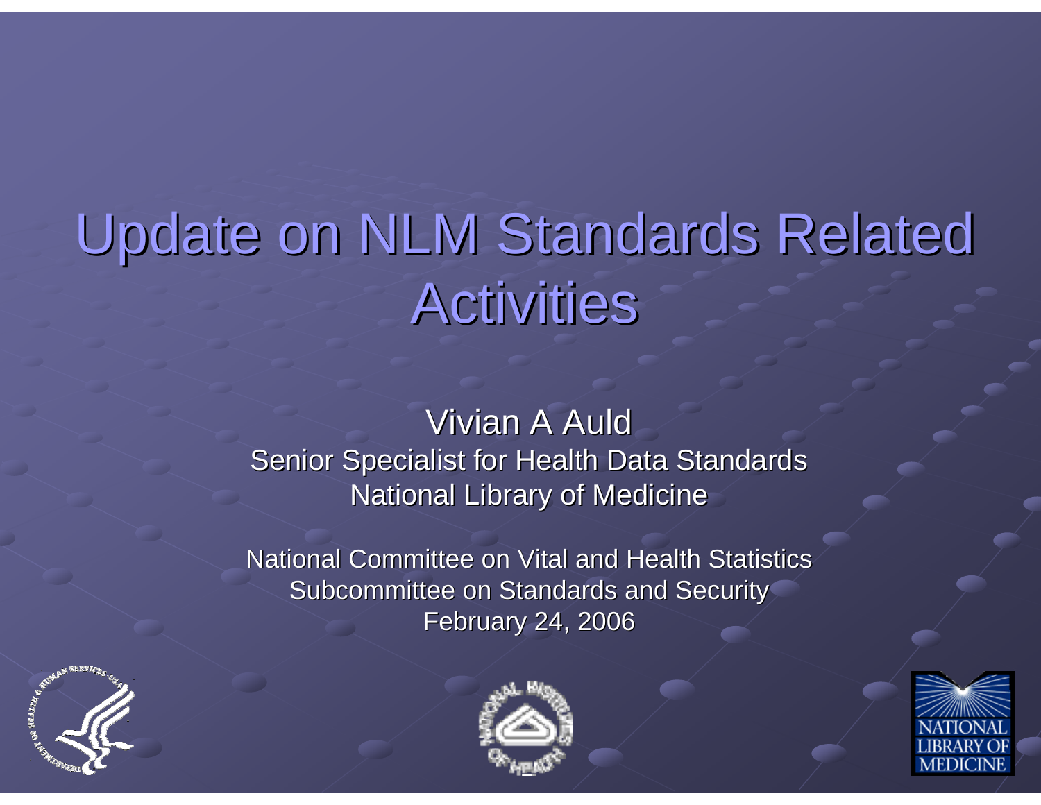# Update on NLM Standards Related Activities

Vivian A Auld
Senior Specialist for Health Data Standards
National Library of Medicine

National Committee on Vital and Health Statistics
Subcommittee on Standards and Security
February 24, 2006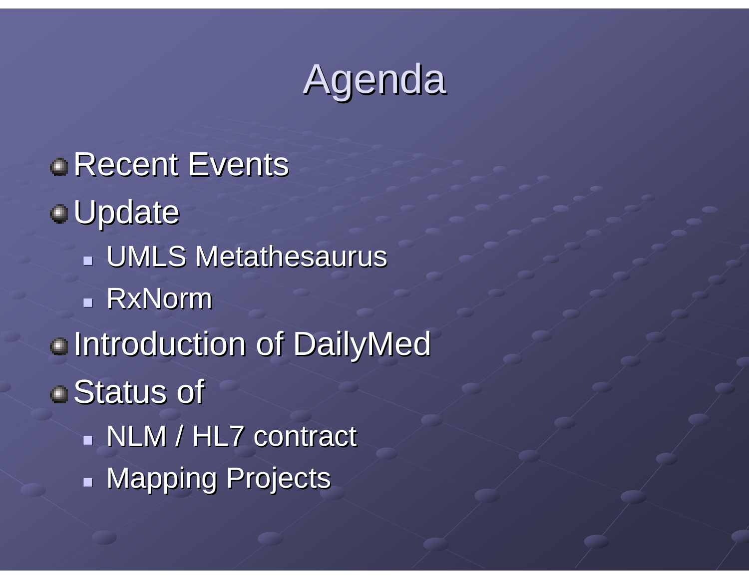# Agenda

- Recent Events
- Update
  - UMLS Metathesaurus
  - RxNorm
- Introduction of DailyMed
- Status of
  - NLM / HL7 contract
  - Mapping Projects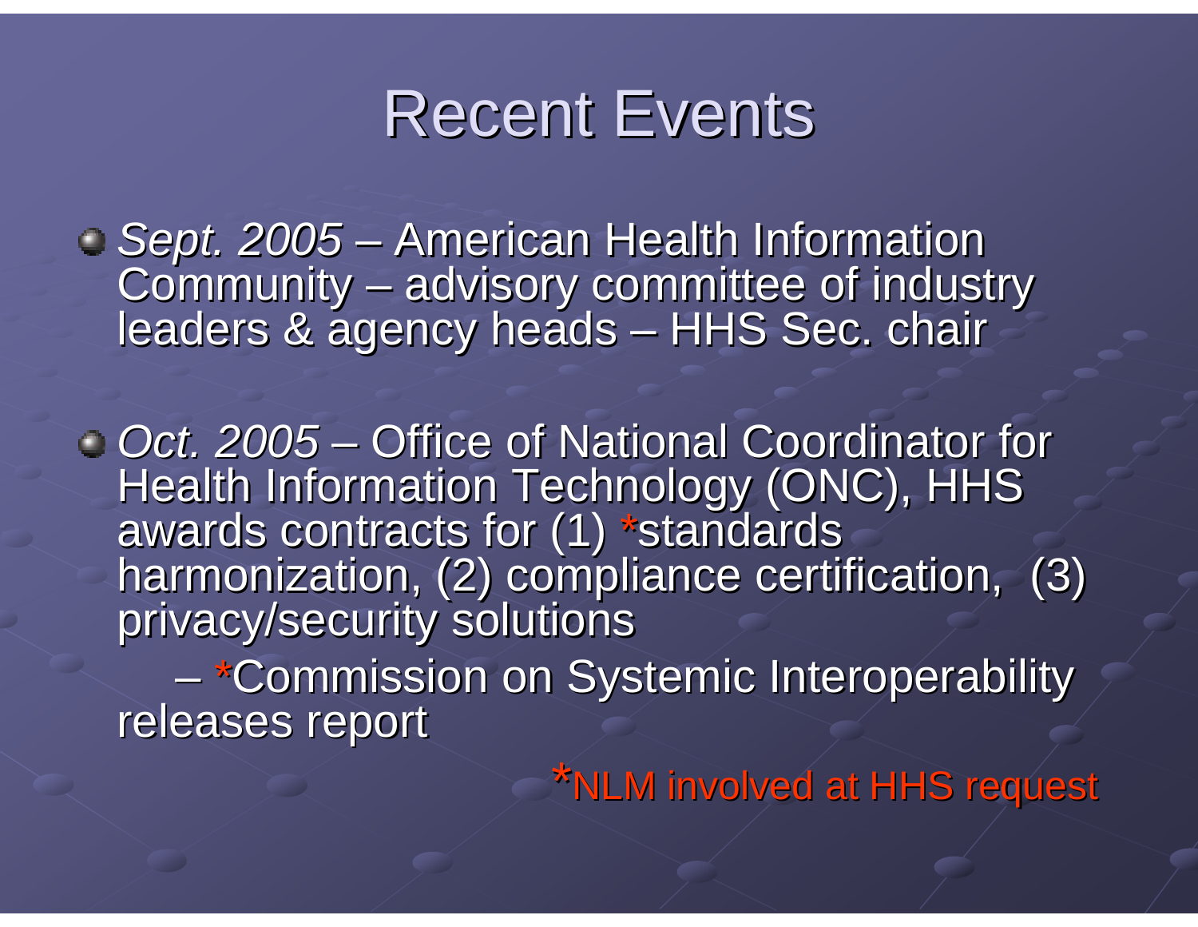# Recent Events

- *Sept. 2005* – American Health Information Community – advisory committee of industry leaders & agency heads – HHS Sec. chair

- *Oct. 2005* – Office of National Coordinator for Health Information Technology (ONC), HHS awards contracts for (1) *standards harmonization, (2) compliance certification, (3) privacy/security solutions
  - *Commission on Systemic Interoperability releases report

*NLM involved at HHS request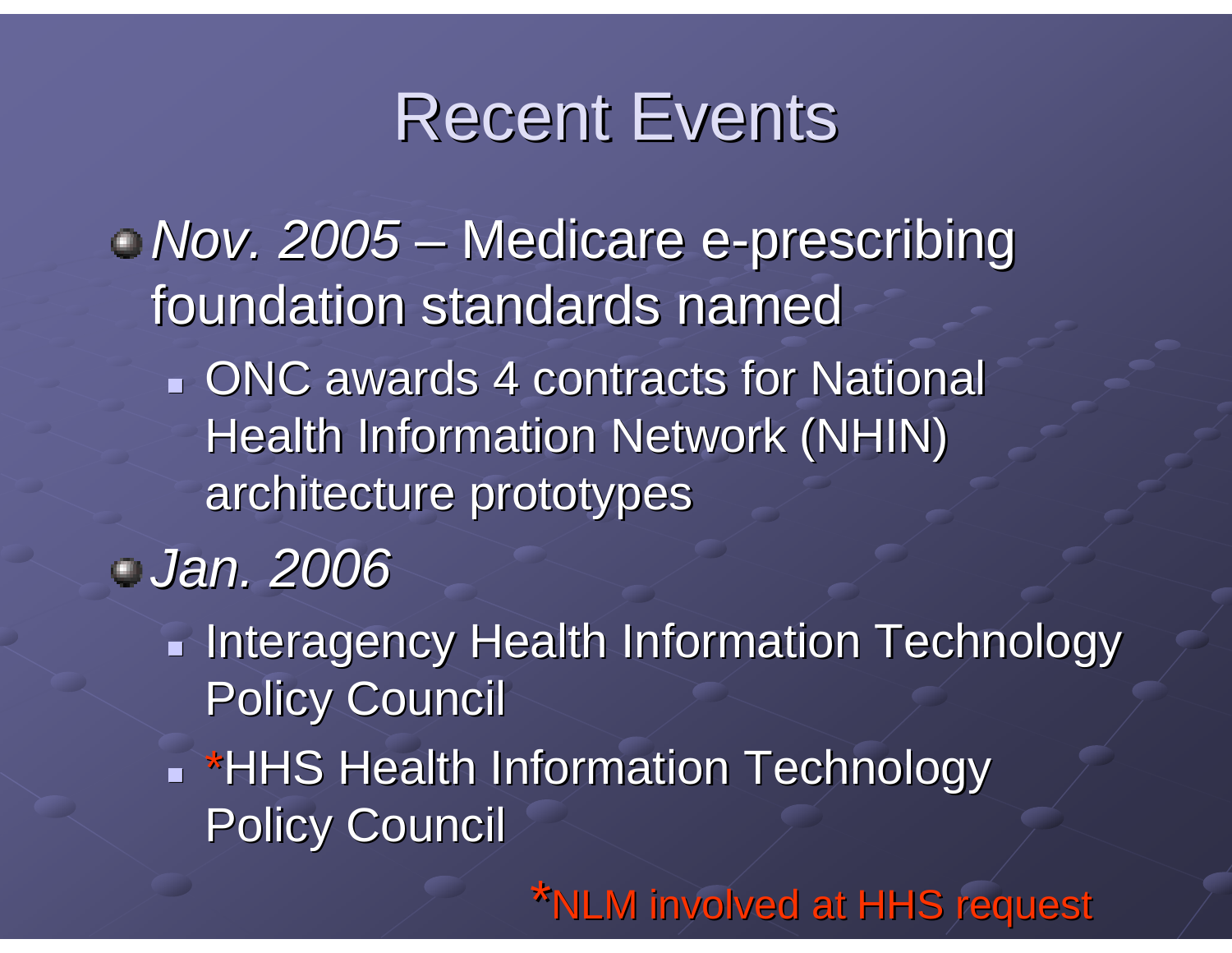# Recent Events

- *Nov. 2005* – Medicare e-prescribing foundation standards named
  - ONC awards 4 contracts for National Health Information Network (NHIN) architecture prototypes
- *Jan. 2006*
  - Interagency Health Information Technology Policy Council
  - *HHS Health Information Technology Policy Council

*NLM involved at HHS request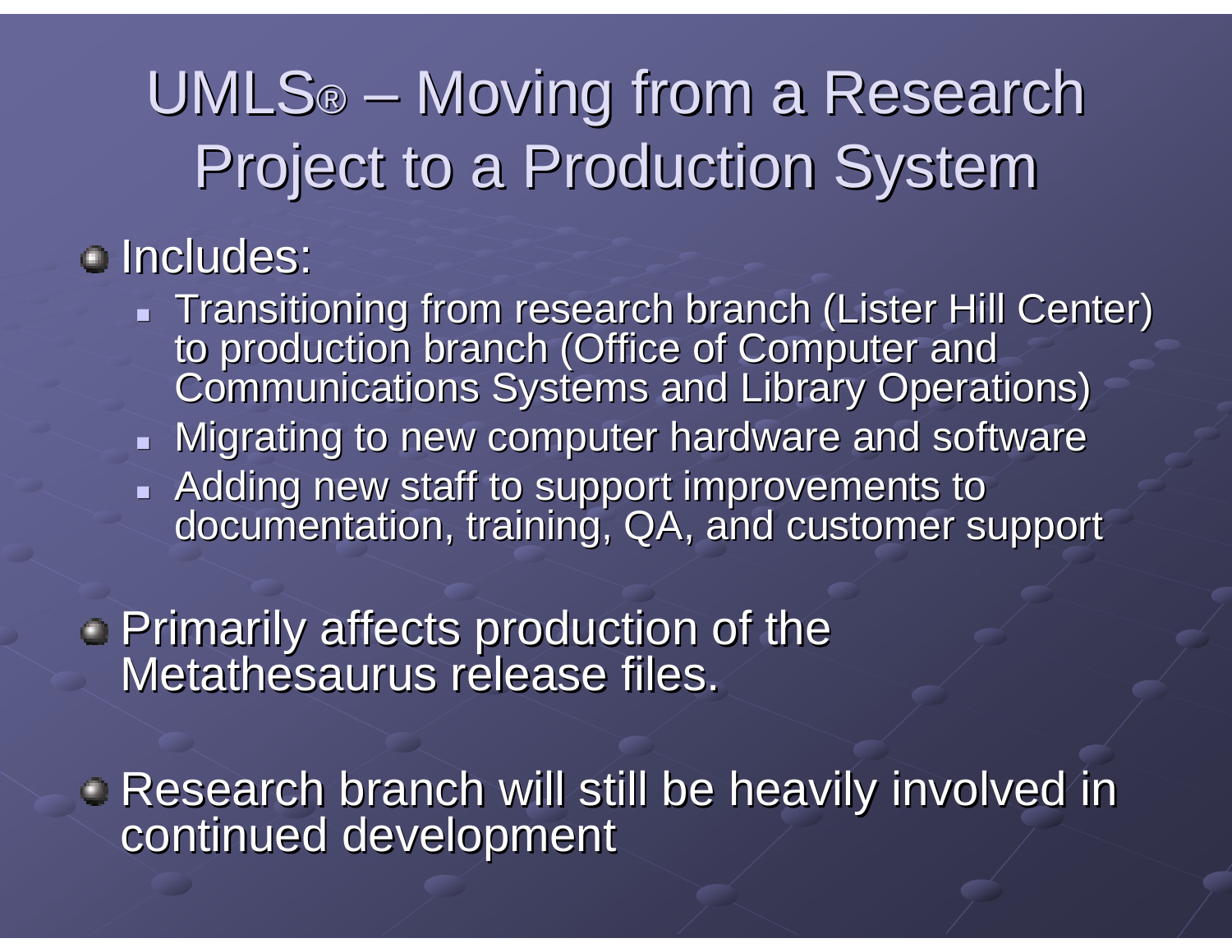# UMLS® – Moving from a Research Project to a Production System

- Includes:
  - Transitioning from research branch (Lister Hill Center) to production branch (Office of Computer and Communications Systems and Library Operations)
  - Migrating to new computer hardware and software
  - Adding new staff to support improvements to documentation, training, QA, and customer support
- Primarily affects production of the Metathesaurus release files.
- Research branch will still be heavily involved in continued development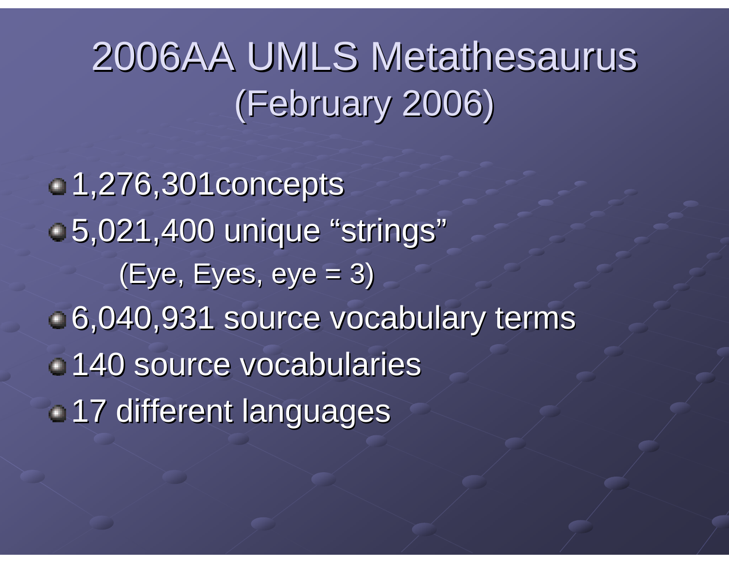# 2006AA UMLS Metathesaurus (February 2006)

- 1,276,301concepts
- 5,021,400 unique “strings”
  - (Eye, Eyes, eye = 3)
- 6,040,931 source vocabulary terms
- 140 source vocabularies
- 17 different languages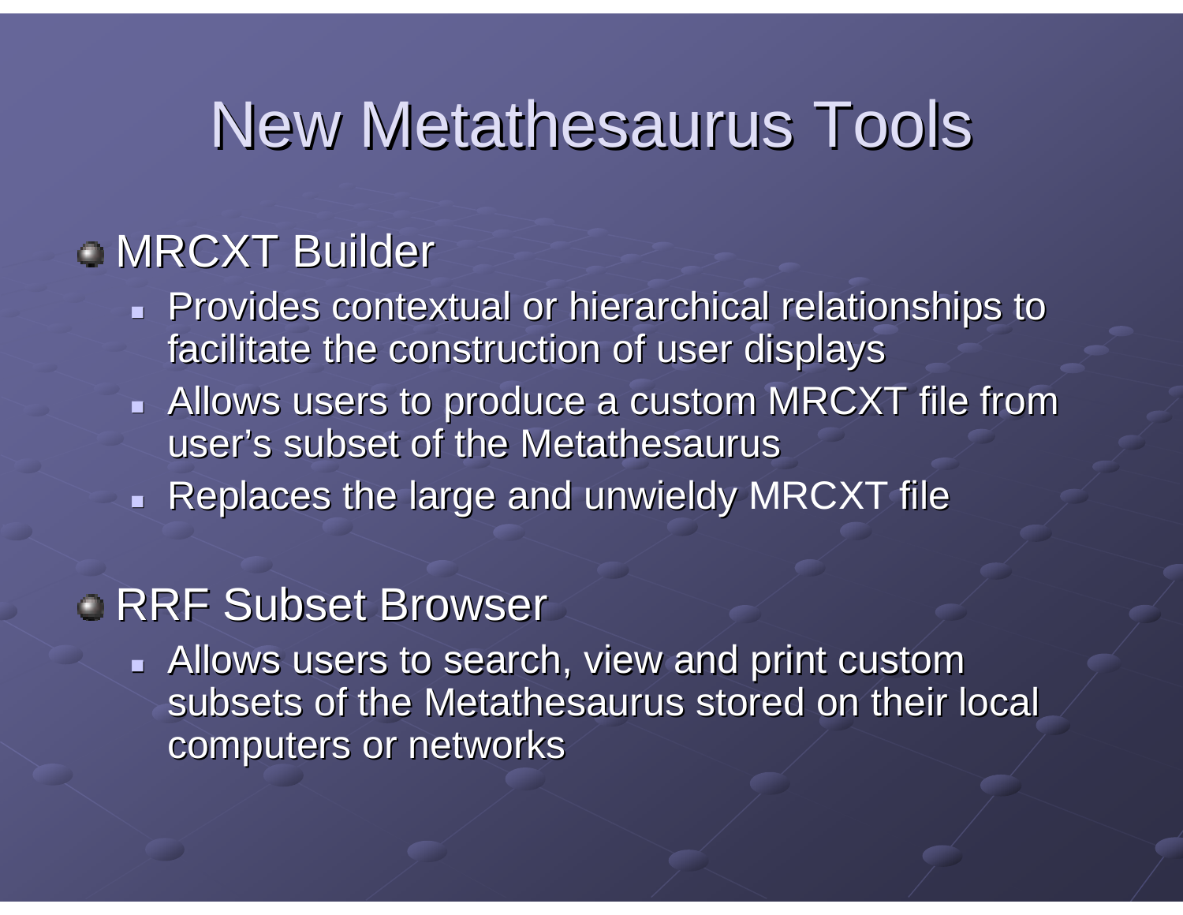# New Metathesaurus Tools

- MRCXT Builder
  - Provides contextual or hierarchical relationships to facilitate the construction of user displays
  - Allows users to produce a custom MRCXT file from user's subset of the Metathesaurus
  - Replaces the large and unwieldy MRCXT file
- RRF Subset Browser
  - Allows users to search, view and print custom subsets of the Metathesaurus stored on their local computers or networks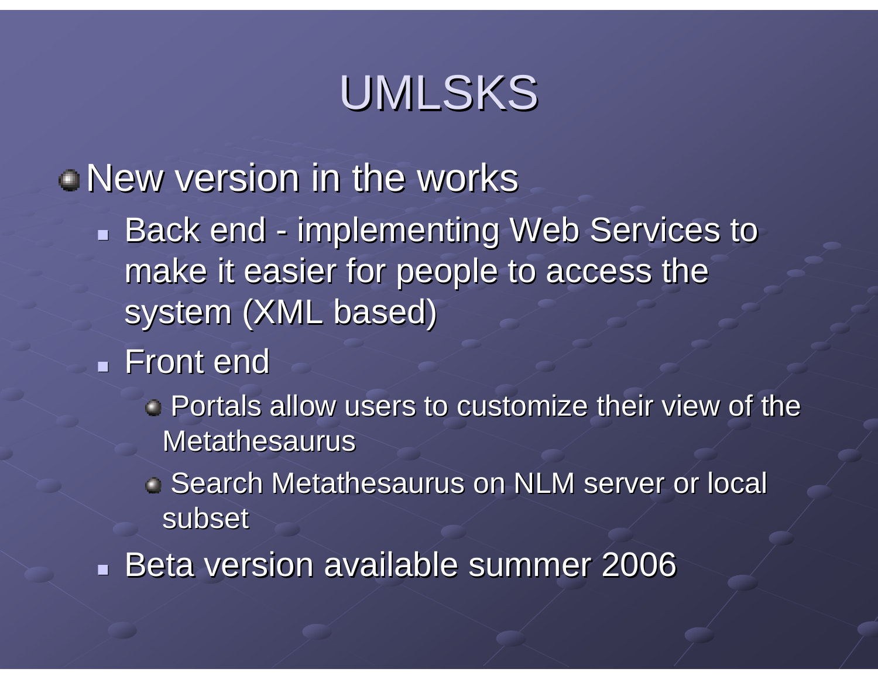# UMLSKS

- New version in the works
  - Back end - implementing Web Services to make it easier for people to access the system (XML based)
  - Front end
    - Portals allow users to customize their view of the Metathesaurus
    - Search Metathesaurus on NLM server or local subset
  - Beta version available summer 2006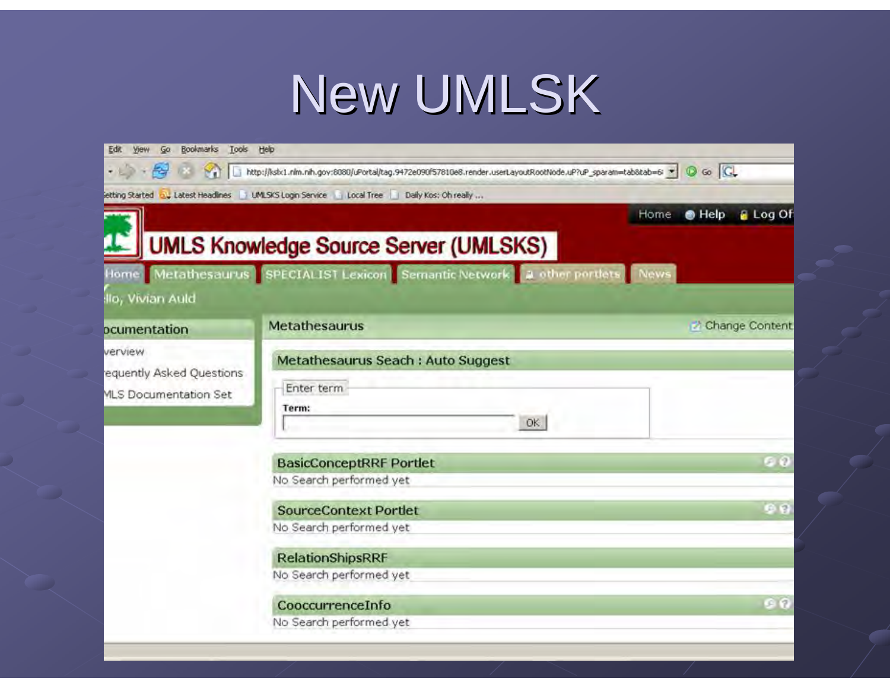# New UMLSK

Edit View Go Bookmarks Tools Help

http://kslx1.nlm.nih.gov:8080/uPortal/tag.9472e090f57810e8.render.userLayoutRootNode.uP?uP_sparam=tab&tab=6

Getting Started | Latest Headlines | UMLSKS Login Service | Local Tree | Daily Kos: Oh really ...

Home | Help | Log Off

## UMLS Knowledge Source Server (UMLSKS)

Home | Metathesaurus | SPECIALIST Lexicon | Semantic Network | other portlets | News

Hello, Vivian Auld

**Documentation**

- Overview
- Frequently Asked Questions
- UMLS Documentation Set

**Metathesaurus** — Change Content

**Metathesaurus Seach : Auto Suggest**

Enter term

Term: [ ] OK

**BasicConceptRRF Portlet**

No Search performed yet

**SourceContext Portlet**

No Search performed yet

**RelationShipsRRF**

No Search performed yet

**CooccurrenceInfo**

No Search performed yet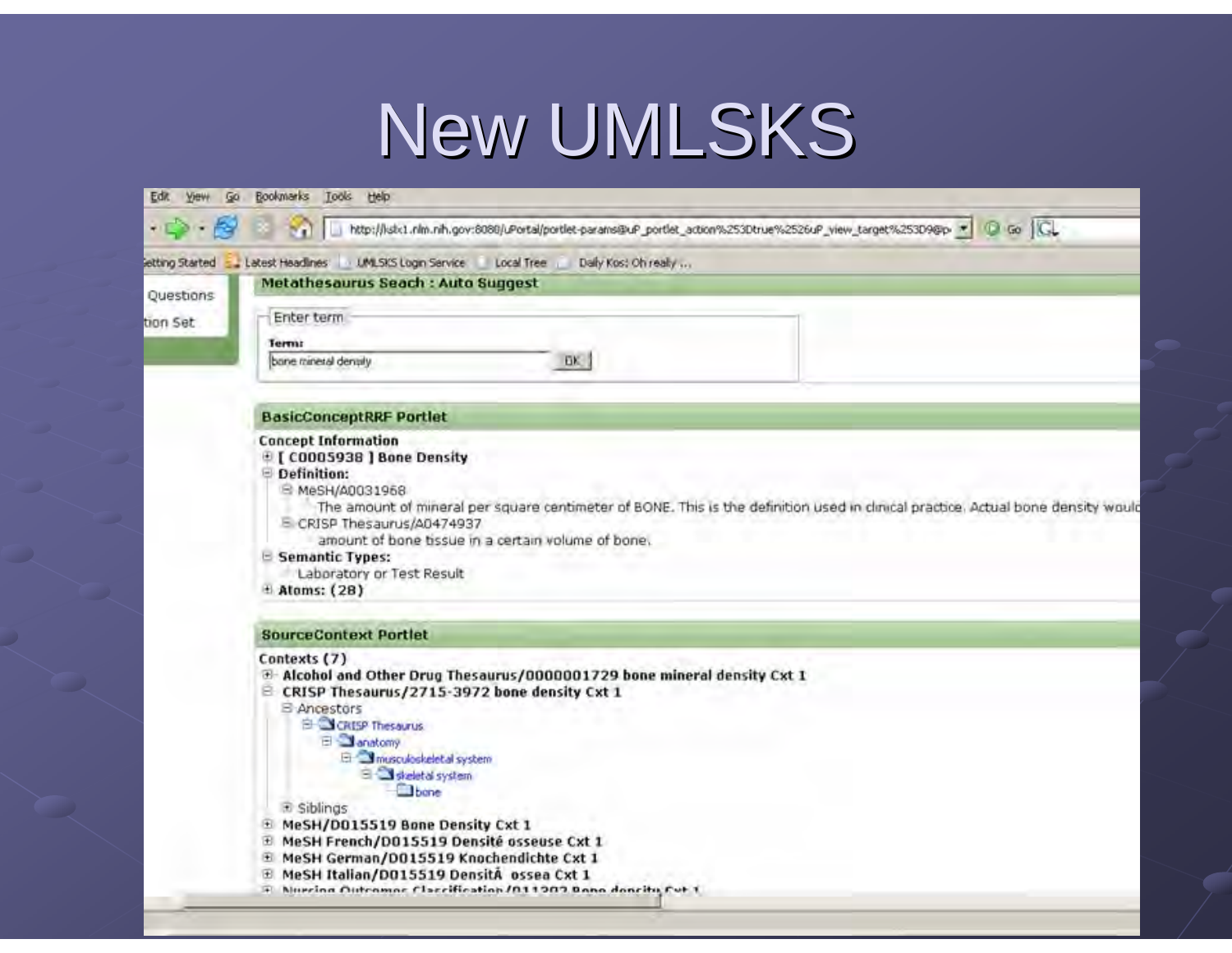# New UMLSKS

Edit View Go Bookmarks Tools Help

http://lsdx1.nlm.nih.gov:8080/uPortal/portlet-params@uP_portlet_action%253Dtrue%2526uP_view_target%253D9@p

Getting Started | Latest Headlines | UMLSKS Login Service | Local Tree | Daily Kos: Oh really ...

Questions

tion Set

**Metathesaurus Seach : Auto Suggest**

Enter term

**Term:** bone mineral density [OK]

**BasicConceptRRF Portlet**

**Concept Information**

- **[ C0005938 ] Bone Density**
- **Definition:**
  - MeSH/A0031968
    - The amount of mineral per square centimeter of BONE. This is the definition used in clinical practice. Actual bone density would
  - CRISP Thesaurus/A0474937
    - amount of bone tissue in a certain volume of bone.
- **Semantic Types:**
  - Laboratory or Test Result
- **Atoms: (28)**

**SourceContext Portlet**

Contexts (7)

- **Alcohol and Other Drug Thesaurus/0000001729 bone mineral density Cxt 1**
- **CRISP Thesaurus/2715-3972 bone density Cxt 1**
  - Ancestors
    - CRISP Thesaurus
      - anatomy
        - musculoskeletal system
          - skeletal system
            - bone
  - Siblings
- **MeSH/D015519 Bone Density Cxt 1**
- **MeSH French/D015519 Densité osseuse Cxt 1**
- **MeSH German/D015519 Knochendichte Cxt 1**
- **MeSH Italian/D015519 DensitÃ ossea Cxt 1**
- **Nursing Outcomes Classification/011202 Bone density Cxt 1**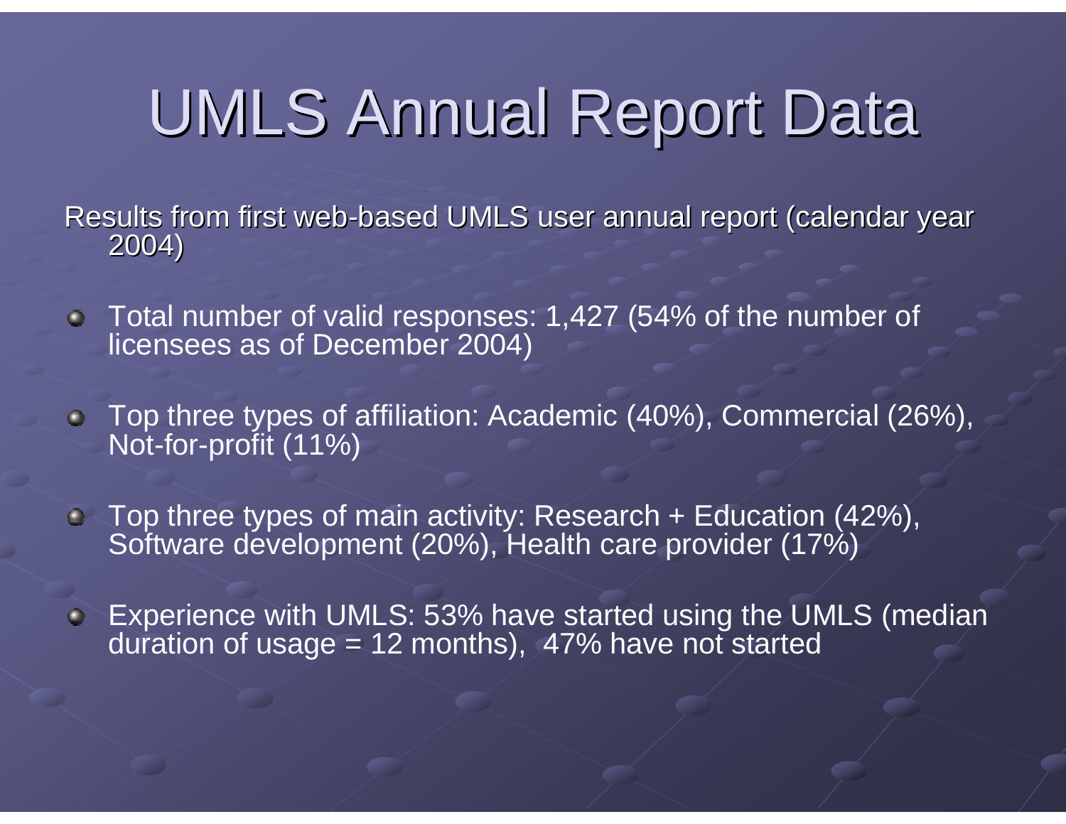# UMLS Annual Report Data

Results from first web-based UMLS user annual report (calendar year 2004)

- Total number of valid responses: 1,427 (54% of the number of licensees as of December 2004)
- Top three types of affiliation: Academic (40%), Commercial (26%), Not-for-profit (11%)
- Top three types of main activity: Research + Education (42%), Software development (20%), Health care provider (17%)
- Experience with UMLS: 53% have started using the UMLS (median duration of usage = 12 months), 47% have not started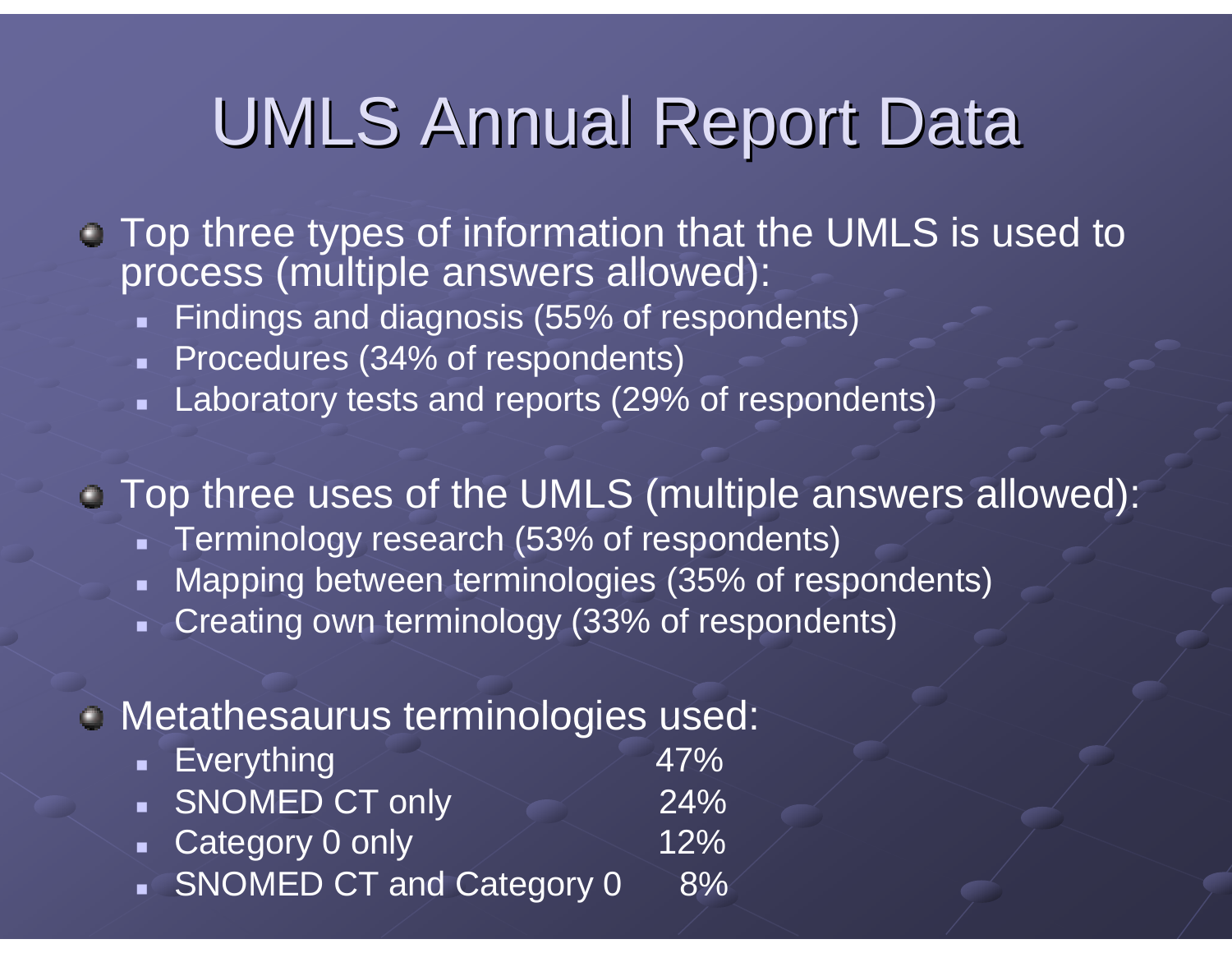# UMLS Annual Report Data

- Top three types of information that the UMLS is used to process (multiple answers allowed):
  - Findings and diagnosis (55% of respondents)
  - Procedures (34% of respondents)
  - Laboratory tests and reports (29% of respondents)
- Top three uses of the UMLS (multiple answers allowed):
  - Terminology research (53% of respondents)
  - Mapping between terminologies (35% of respondents)
  - Creating own terminology (33% of respondents)
- Metathesaurus terminologies used:
  - Everything 47%
  - SNOMED CT only 24%
  - Category 0 only 12%
  - SNOMED CT and Category 0 8%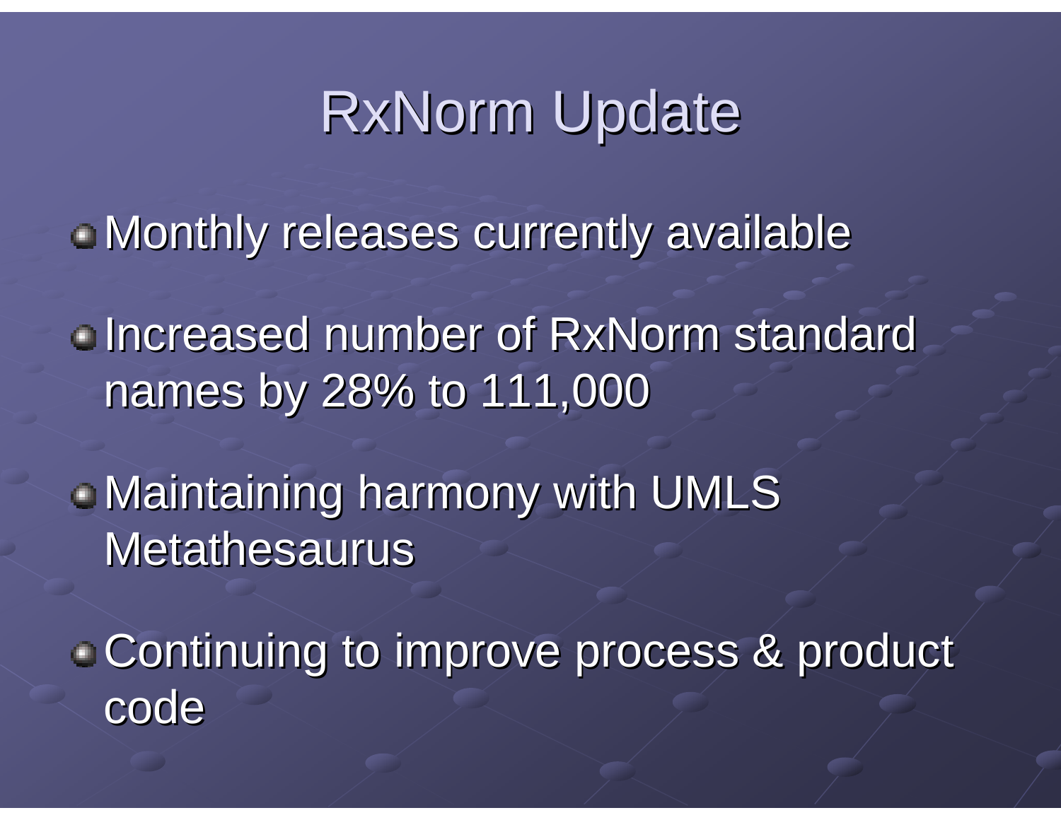# RxNorm Update

- Monthly releases currently available
- Increased number of RxNorm standard names by 28% to 111,000
- Maintaining harmony with UMLS Metathesaurus
- Continuing to improve process & product code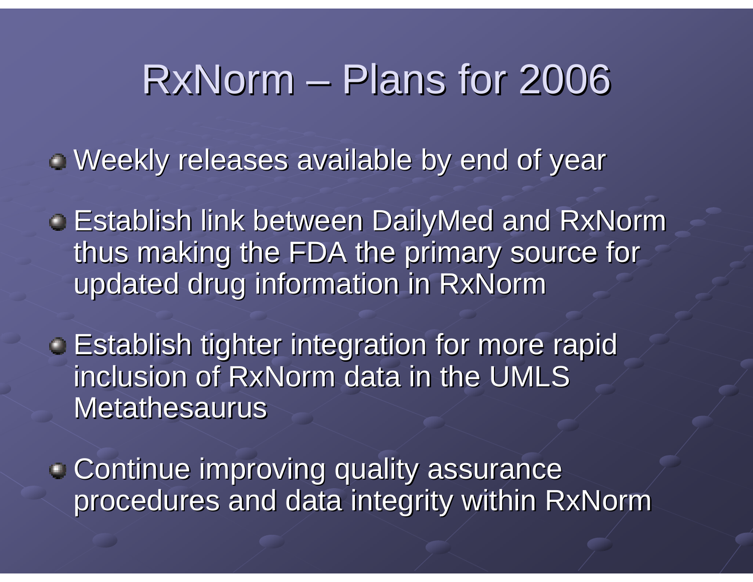# RxNorm – Plans for 2006

- Weekly releases available by end of year
- Establish link between DailyMed and RxNorm thus making the FDA the primary source for updated drug information in RxNorm
- Establish tighter integration for more rapid inclusion of RxNorm data in the UMLS Metathesaurus
- Continue improving quality assurance procedures and data integrity within RxNorm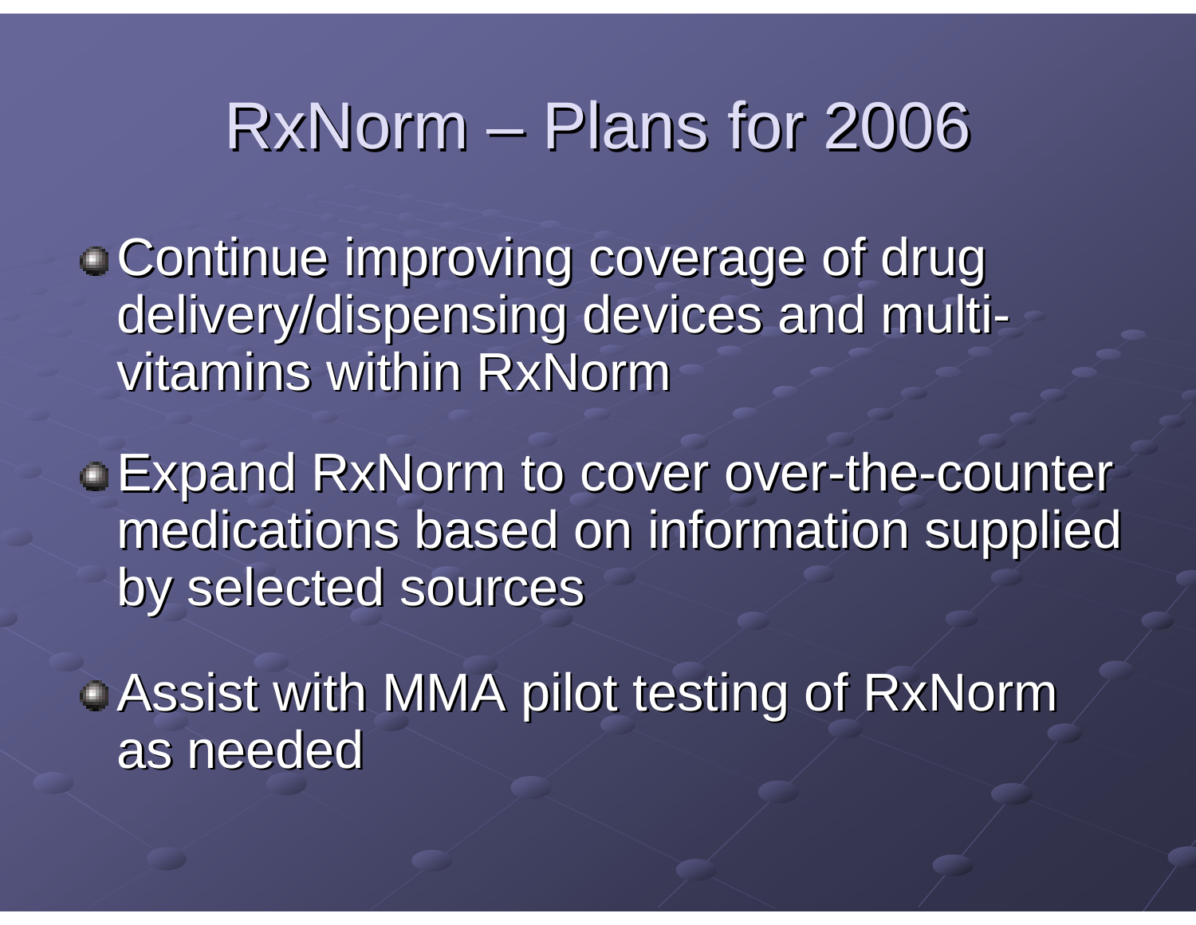# RxNorm – Plans for 2006

- Continue improving coverage of drug delivery/dispensing devices and multi-vitamins within RxNorm
- Expand RxNorm to cover over-the-counter medications based on information supplied by selected sources
- Assist with MMA pilot testing of RxNorm as needed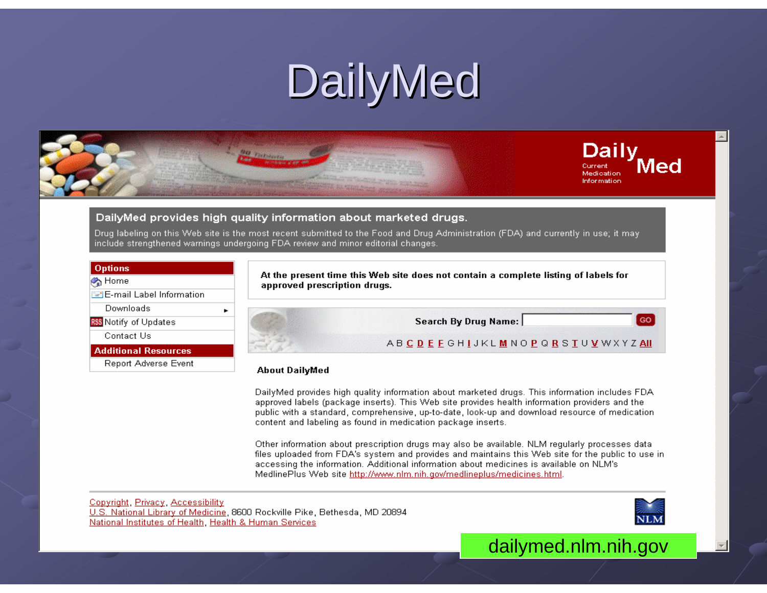# DailyMed

Daily Med
Current Medication Information

**DailyMed provides high quality information about marketed drugs.**

Drug labeling on this Web site is the most recent submitted to the Food and Drug Administration (FDA) and currently in use; it may include strengthened warnings undergoing FDA review and minor editorial changes.

**Options**
- Home
- E-mail Label Information
- Downloads
- Notify of Updates
- Contact Us

**Additional Resources**
- Report Adverse Event

**At the present time this Web site does not contain a complete listing of labels for approved prescription drugs.**

**Search By Drug Name:** GO

A B C D E F G H I J K L M N O P Q R S T U V W X Y Z All

**About DailyMed**

DailyMed provides high quality information about marketed drugs. This information includes FDA approved labels (package inserts). This Web site provides health information providers and the public with a standard, comprehensive, up-to-date, look-up and download resource of medication content and labeling as found in medication package inserts.

Other information about prescription drugs may also be available. NLM regularly processes data files uploaded from FDA's system and provides and maintains this Web site for the public to use in accessing the information. Additional information about medicines is available on NLM's MedlinePlus Web site http://www.nlm.nih.gov/medlineplus/medicines.html.

Copyright, Privacy, Accessibility
U.S. National Library of Medicine, 8600 Rockville Pike, Bethesda, MD 20894
National Institutes of Health, Health & Human Services

NLM

dailymed.nlm.nih.gov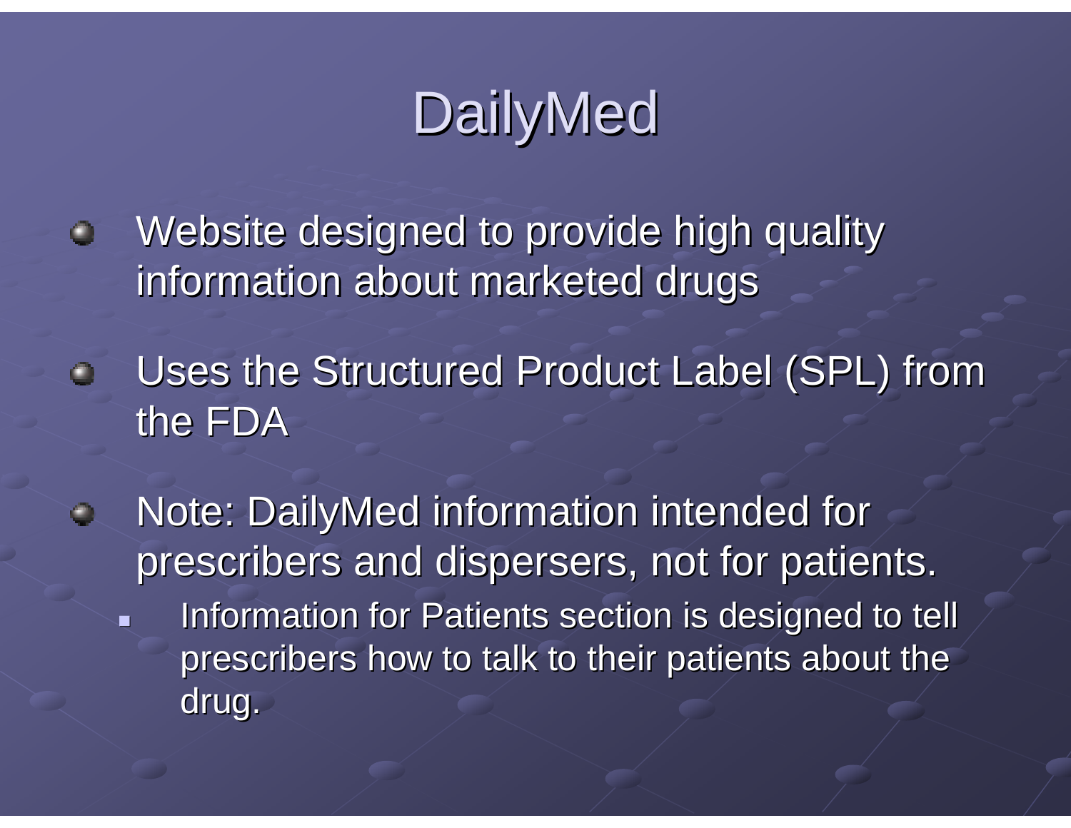# DailyMed

- Website designed to provide high quality information about marketed drugs
- Uses the Structured Product Label (SPL) from the FDA
- Note: DailyMed information intended for prescribers and dispersers, not for patients.
  - Information for Patients section is designed to tell prescribers how to talk to their patients about the drug.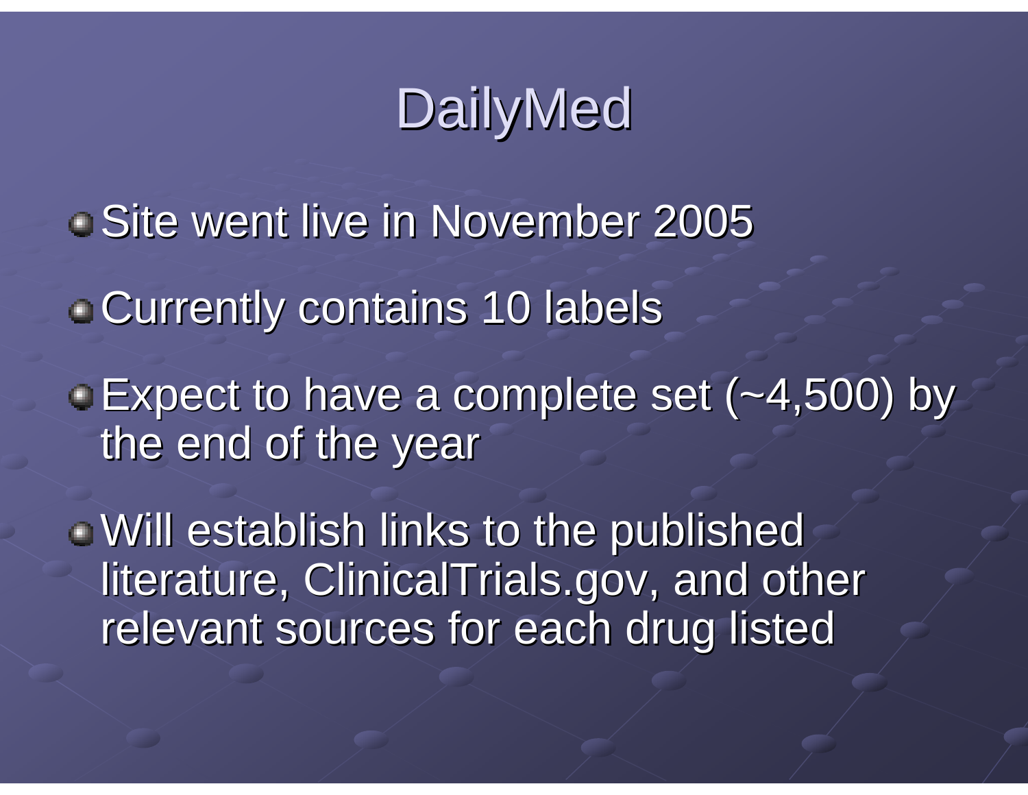# DailyMed

- Site went live in November 2005
- Currently contains 10 labels
- Expect to have a complete set (~4,500) by the end of the year
- Will establish links to the published literature, ClinicalTrials.gov, and other relevant sources for each drug listed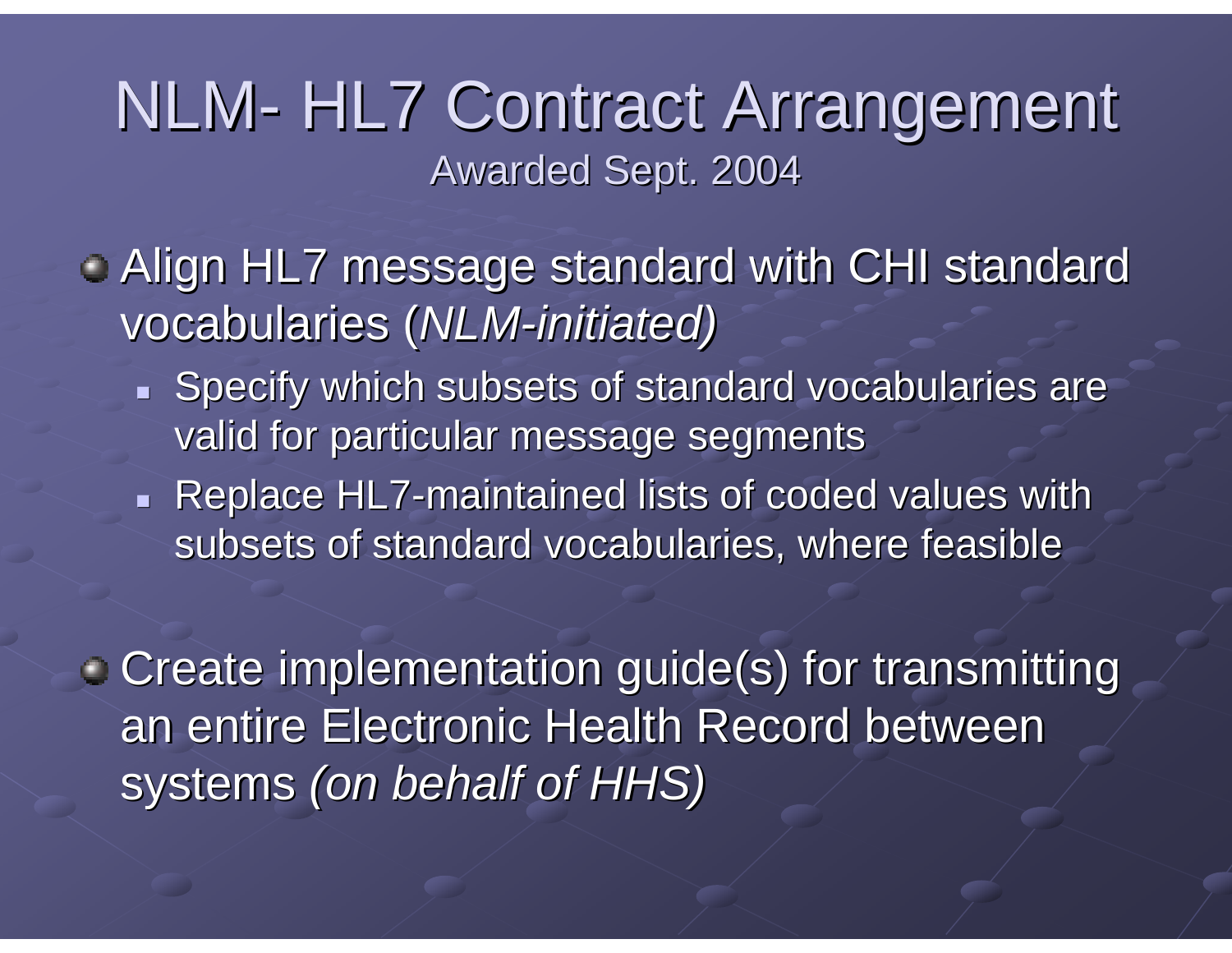# NLM- HL7 Contract Arrangement

Awarded Sept. 2004

- Align HL7 message standard with CHI standard vocabularies (*NLM-initiated)*
  - Specify which subsets of standard vocabularies are valid for particular message segments
  - Replace HL7-maintained lists of coded values with subsets of standard vocabularies, where feasible

- Create implementation guide(s) for transmitting an entire Electronic Health Record between systems *(on behalf of HHS)*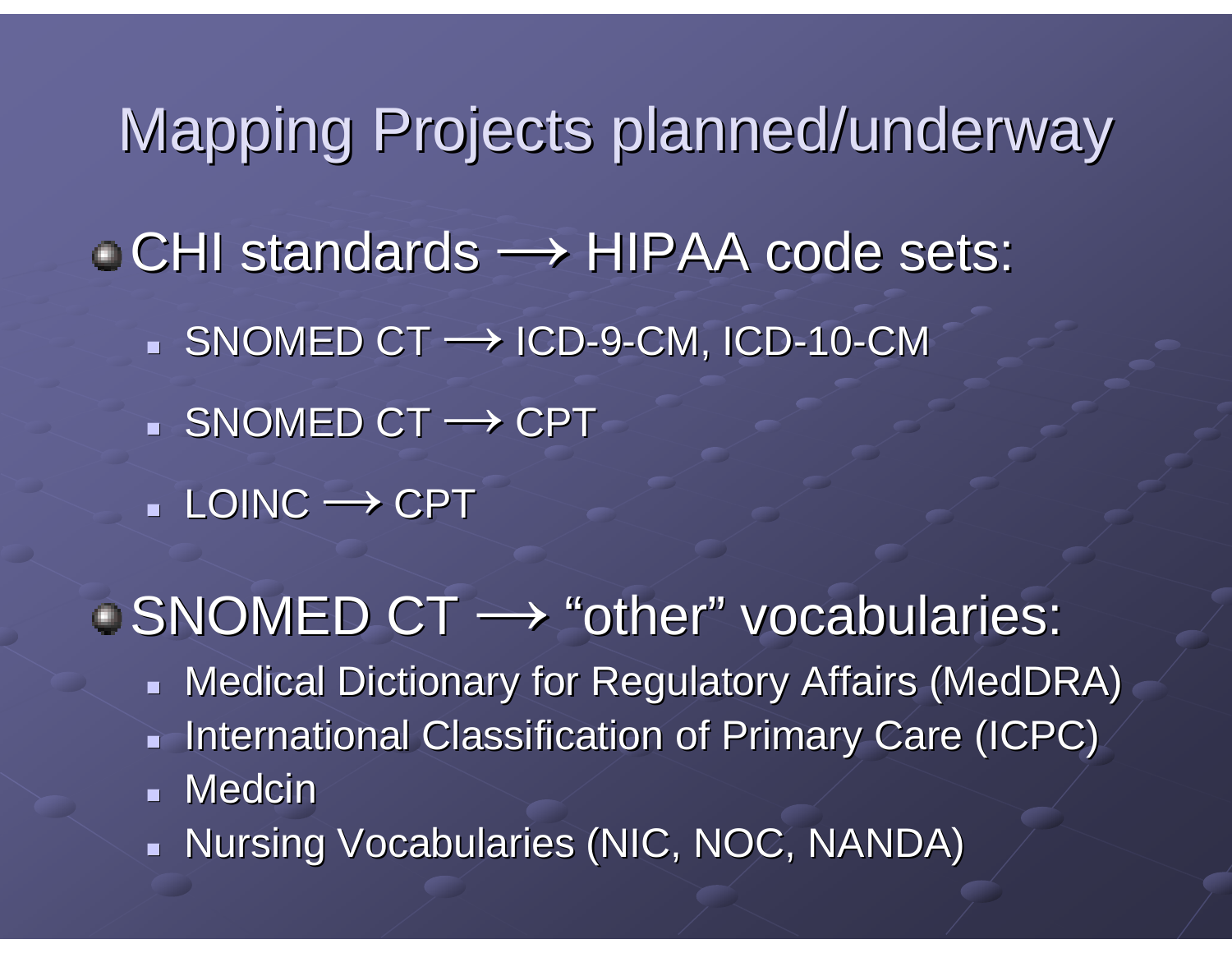# Mapping Projects planned/underway

- CHI standards ⟶ HIPAA code sets:
  - SNOMED CT ⟶ ICD-9-CM, ICD-10-CM
  - SNOMED CT ⟶ CPT
  - LOINC ⟶ CPT
- SNOMED CT ⟶ “other” vocabularies:
  - Medical Dictionary for Regulatory Affairs (MedDRA)
  - International Classification of Primary Care (ICPC)
  - Medcin
  - Nursing Vocabularies (NIC, NOC, NANDA)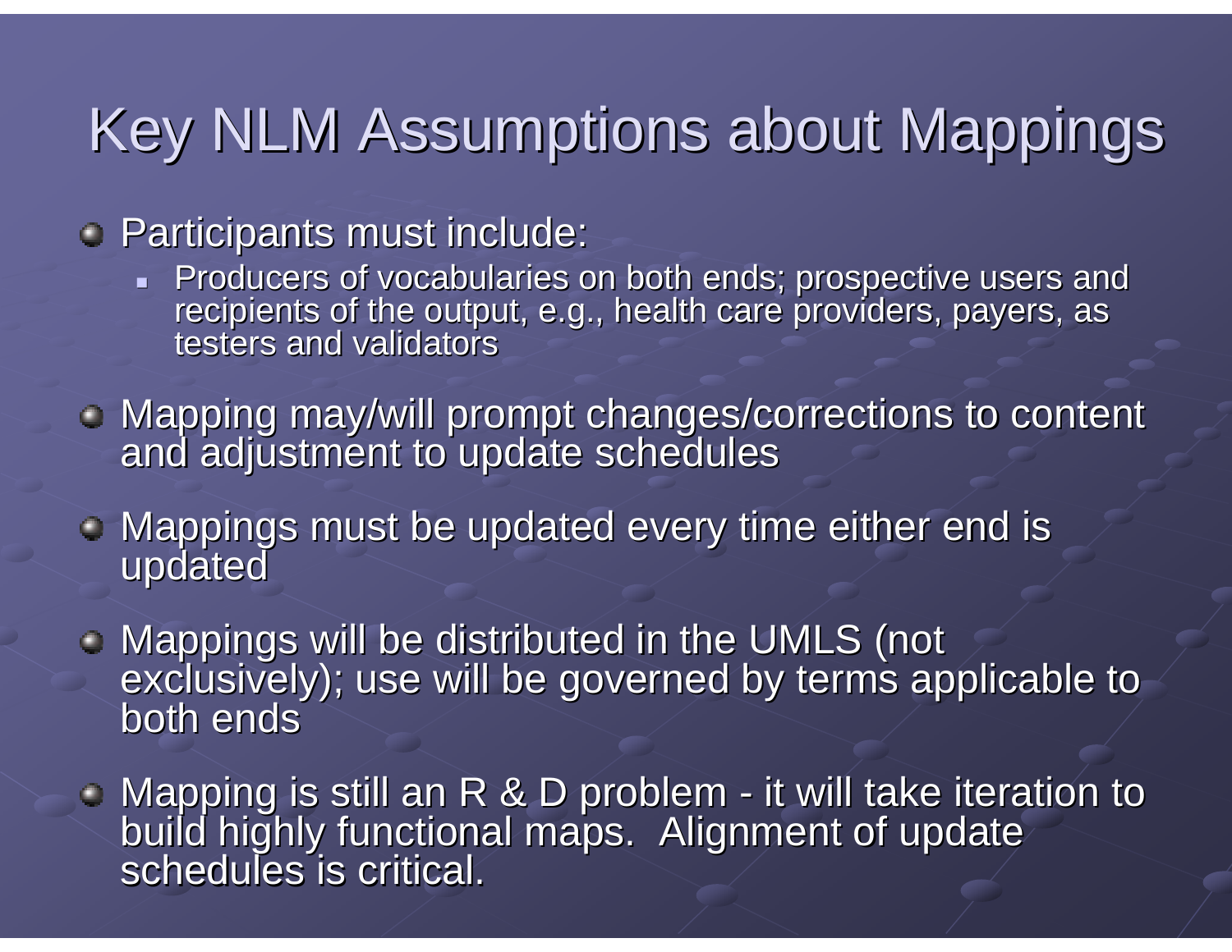# Key NLM Assumptions about Mappings

- Participants must include:
  - Producers of vocabularies on both ends; prospective users and recipients of the output, e.g., health care providers, payers, as testers and validators
- Mapping may/will prompt changes/corrections to content and adjustment to update schedules
- Mappings must be updated every time either end is updated
- Mappings will be distributed in the UMLS (not exclusively); use will be governed by terms applicable to both ends
- Mapping is still an R & D problem - it will take iteration to build highly functional maps. Alignment of update schedules is critical.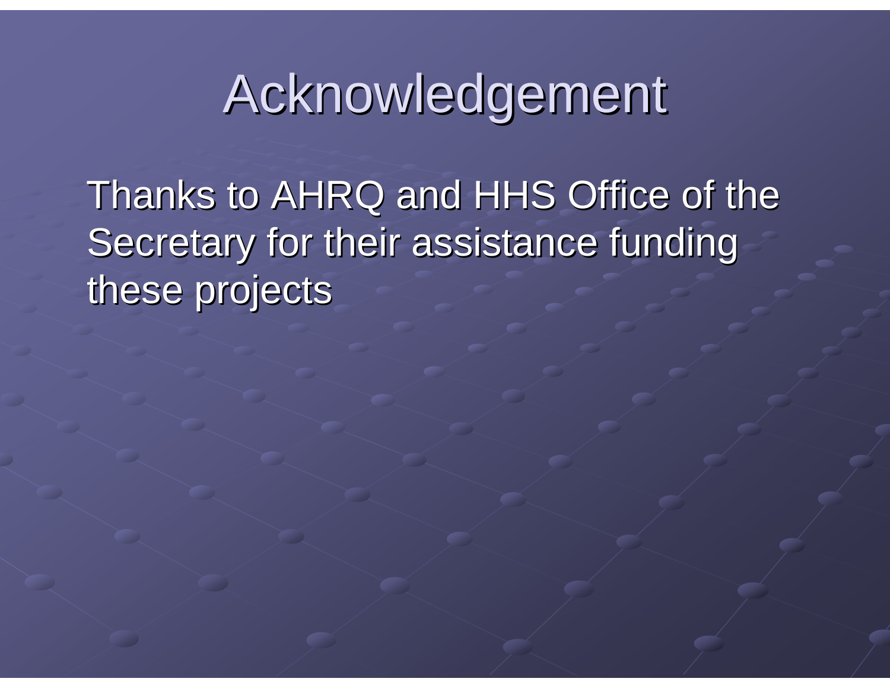# Acknowledgement

Thanks to AHRQ and HHS Office of the Secretary for their assistance funding these projects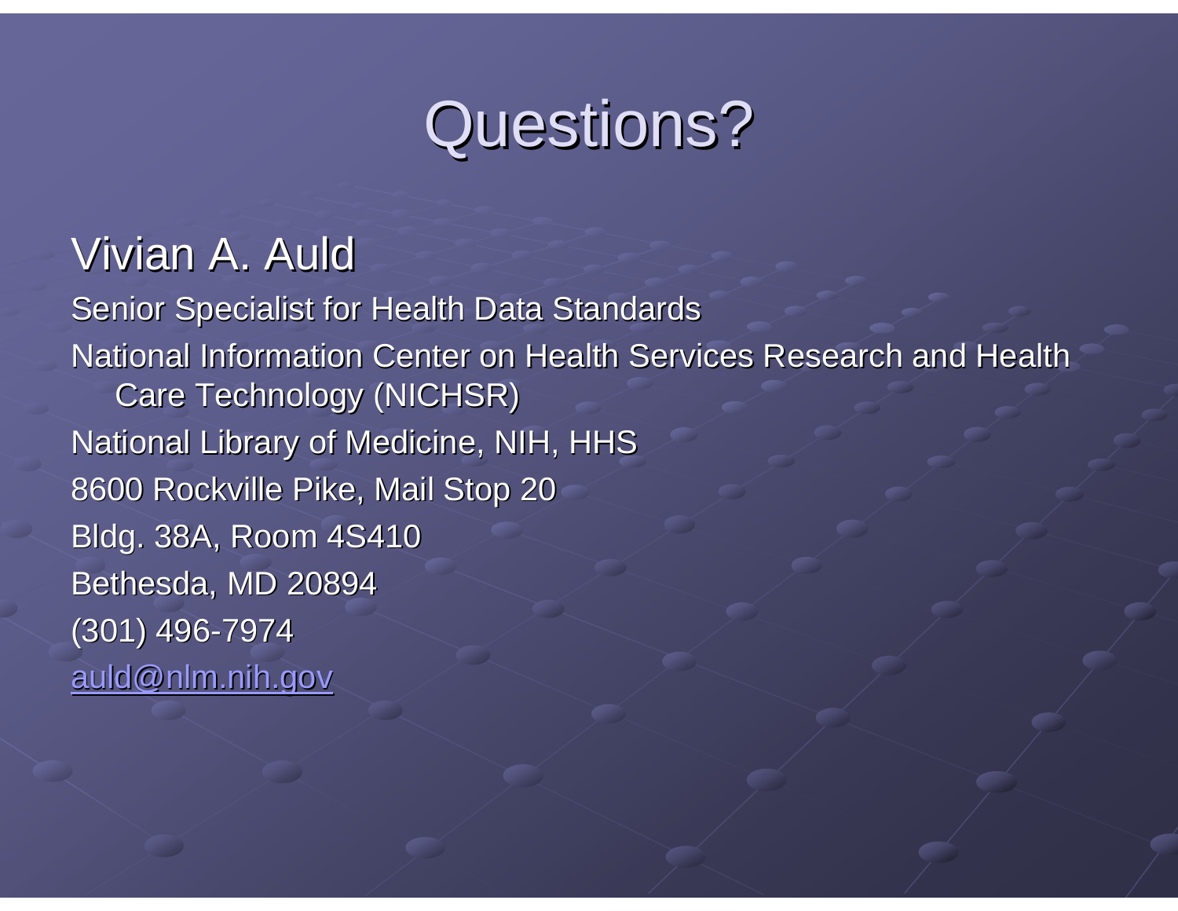# Questions?

## Vivian A. Auld

Senior Specialist for Health Data Standards

National Information Center on Health Services Research and Health Care Technology (NICHSR)

National Library of Medicine, NIH, HHS

8600 Rockville Pike, Mail Stop 20

Bldg. 38A, Room 4S410

Bethesda, MD 20894

(301) 496-7974

auld@nlm.nih.gov